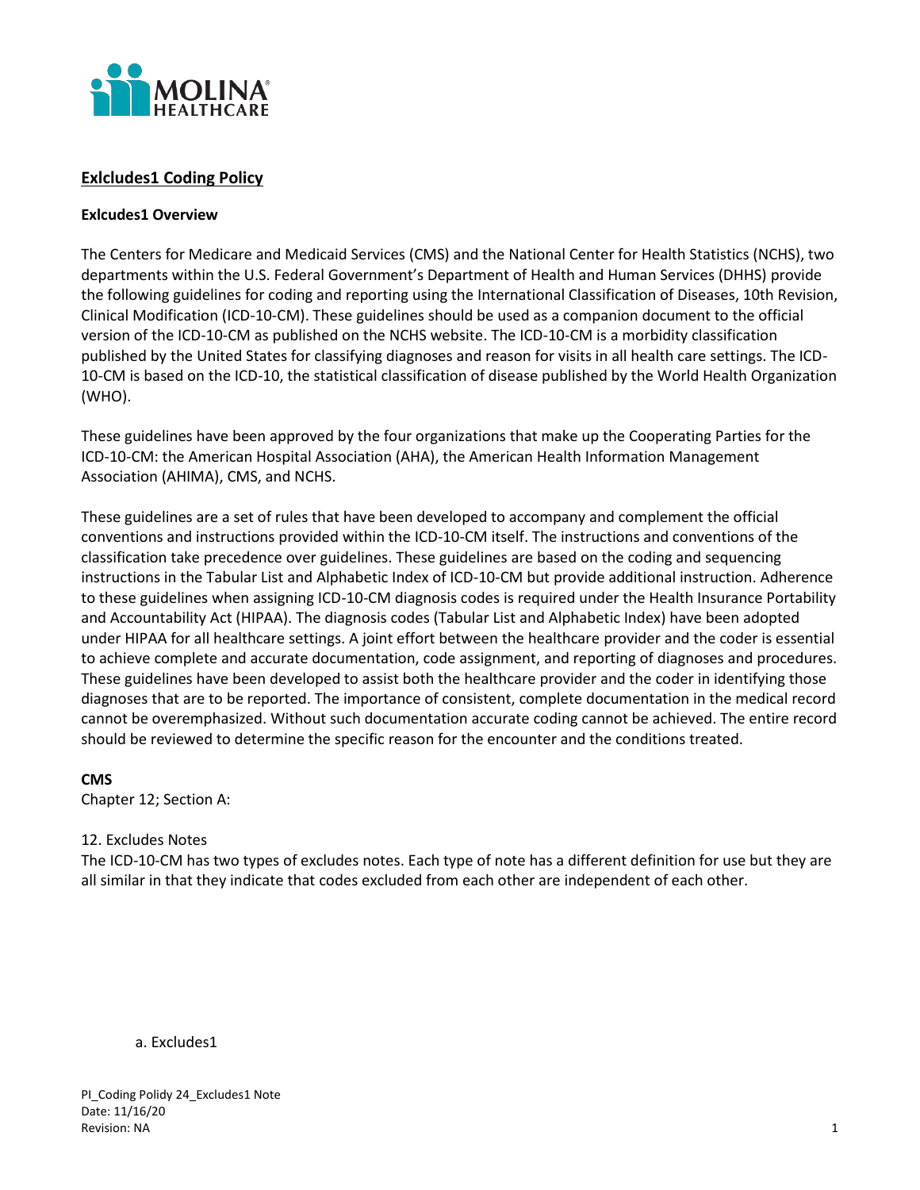## Exlcludes1 Coding Policy

**Exlcudes1 Overview**

The Centers for Medicare and Medicaid Services (CMS) and the National Center for Health Statistics (NCHS), two departments within the U.S. Federal Government's Department of Health and Human Services (DHHS) provide the following guidelines for coding and reporting using the International Classification of Diseases, 10th Revision, Clinical Modification (ICD-10-CM). These guidelines should be used as a companion document to the official version of the ICD-10-CM as published on the NCHS website. The ICD-10-CM is a morbidity classification published by the United States for classifying diagnoses and reason for visits in all health care settings. The ICD-10-CM is based on the ICD-10, the statistical classification of disease published by the World Health Organization (WHO).

These guidelines have been approved by the four organizations that make up the Cooperating Parties for the ICD-10-CM: the American Hospital Association (AHA), the American Health Information Management Association (AHIMA), CMS, and NCHS.

These guidelines are a set of rules that have been developed to accompany and complement the official conventions and instructions provided within the ICD-10-CM itself. The instructions and conventions of the classification take precedence over guidelines. These guidelines are based on the coding and sequencing instructions in the Tabular List and Alphabetic Index of ICD-10-CM but provide additional instruction. Adherence to these guidelines when assigning ICD-10-CM diagnosis codes is required under the Health Insurance Portability and Accountability Act (HIPAA). The diagnosis codes (Tabular List and Alphabetic Index) have been adopted under HIPAA for all healthcare settings. A joint effort between the healthcare provider and the coder is essential to achieve complete and accurate documentation, code assignment, and reporting of diagnoses and procedures. These guidelines have been developed to assist both the healthcare provider and the coder in identifying those diagnoses that are to be reported. The importance of consistent, complete documentation in the medical record cannot be overemphasized. Without such documentation accurate coding cannot be achieved. The entire record should be reviewed to determine the specific reason for the encounter and the conditions treated.

**CMS**

Chapter 12; Section A:

12. Excludes Notes

The ICD-10-CM has two types of excludes notes. Each type of note has a different definition for use but they are all similar in that they indicate that codes excluded from each other are independent of each other.

a. Excludes1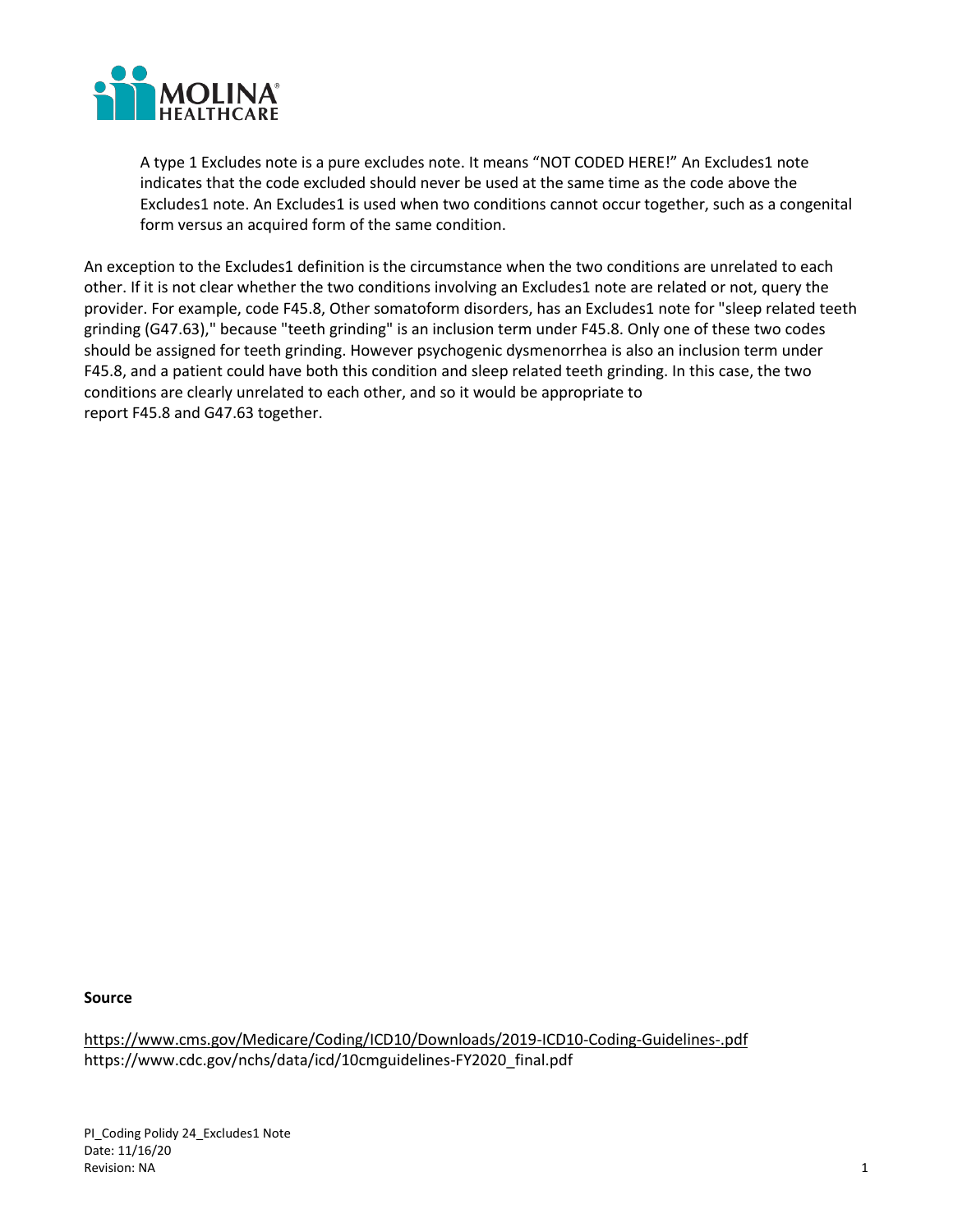A type 1 Excludes note is a pure excludes note. It means "NOT CODED HERE!" An Excludes1 note indicates that the code excluded should never be used at the same time as the code above the Excludes1 note. An Excludes1 is used when two conditions cannot occur together, such as a congenital form versus an acquired form of the same condition.

An exception to the Excludes1 definition is the circumstance when the two conditions are unrelated to each other. If it is not clear whether the two conditions involving an Excludes1 note are related or not, query the provider. For example, code F45.8, Other somatoform disorders, has an Excludes1 note for "sleep related teeth grinding (G47.63)," because "teeth grinding" is an inclusion term under F45.8. Only one of these two codes should be assigned for teeth grinding. However psychogenic dysmenorrhea is also an inclusion term under F45.8, and a patient could have both this condition and sleep related teeth grinding. In this case, the two conditions are clearly unrelated to each other, and so it would be appropriate to report F45.8 and G47.63 together.

**Source**

https://www.cms.gov/Medicare/Coding/ICD10/Downloads/2019-ICD10-Coding-Guidelines-.pdf
https://www.cdc.gov/nchs/data/icd/10cmguidelines-FY2020_final.pdf